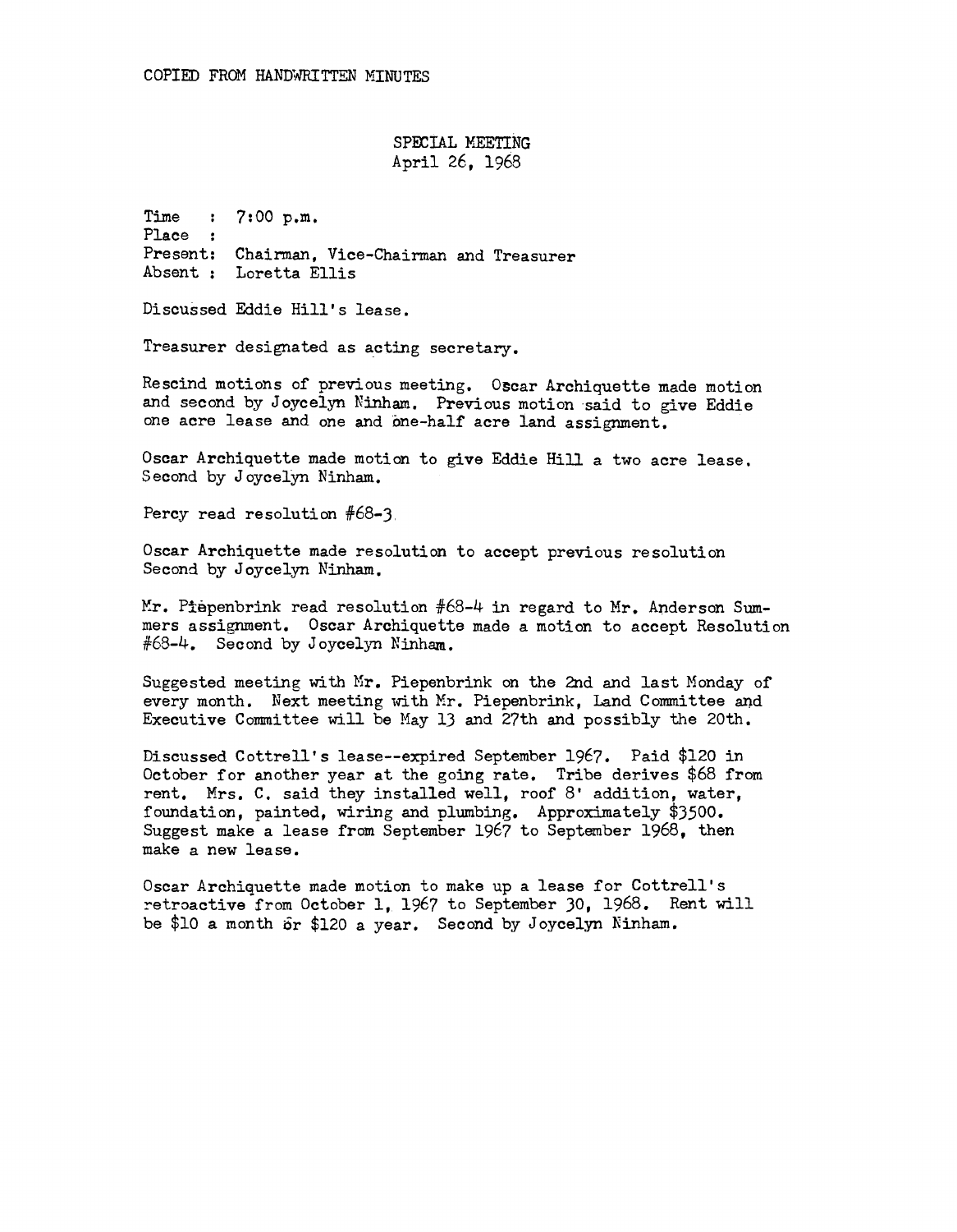COPIED FROM HANDWRITTEN MINUTES

SPECIAL MEETING
April 26, 1968

Time : 7:00 p.m.
Place :
Present: Chairman, Vice-Chairman and Treasurer
Absent : Loretta Ellis

Discussed Eddie Hill's lease.

Treasurer designated as acting secretary.

Rescind motions of previous meeting. Oscar Archiquette made motion and second by Joycelyn Ninham. Previous motion said to give Eddie one acre lease and one and one-half acre land assignment.

Oscar Archiquette made motion to give Eddie Hill a two acre lease. Second by Joycelyn Ninham.

Percy read resolution #68-3.

Oscar Archiquette made resolution to accept previous resolution Second by Joycelyn Ninham.

Mr. Piepenbrink read resolution #68-4 in regard to Mr. Anderson Summers assignment. Oscar Archiquette made a motion to accept Resolution #68-4. Second by Joycelyn Ninham.

Suggested meeting with Mr. Piepenbrink on the 2nd and last Monday of every month. Next meeting with Mr. Piepenbrink, Land Committee and Executive Committee will be May 13 and 27th and possibly the 20th.

Discussed Cottrell's lease--expired September 1967. Paid $120 in October for another year at the going rate. Tribe derives $68 from rent. Mrs. C. said they installed well, roof 8' addition, water, foundation, painted, wiring and plumbing. Approximately $3500. Suggest make a lease from September 1967 to September 1968, then make a new lease.

Oscar Archiquette made motion to make up a lease for Cottrell's retroactive from October 1, 1967 to September 30, 1968. Rent will be $10 a month or $120 a year. Second by Joycelyn Ninham.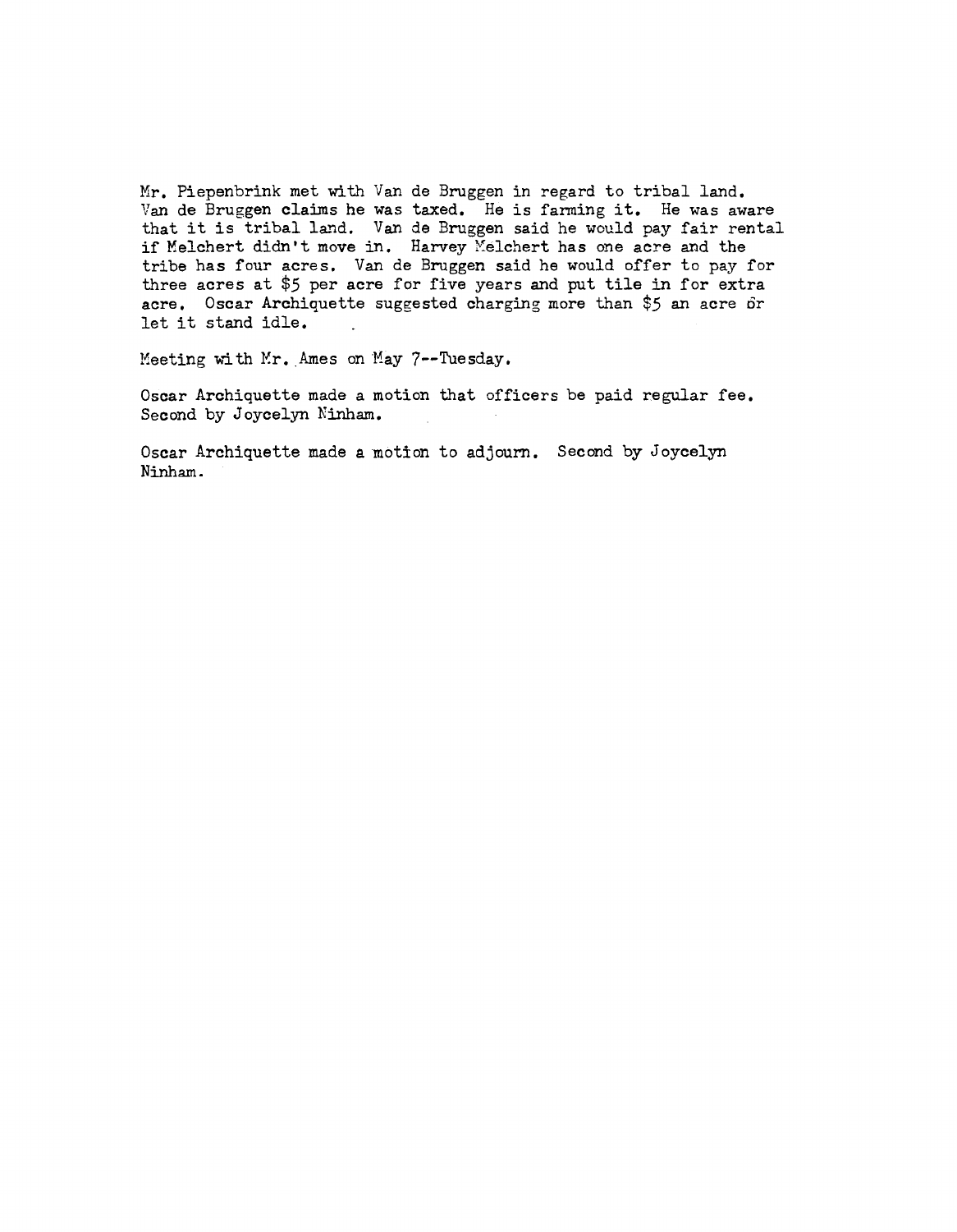Mr. Piepenbrink met with Van de Bruggen in regard to tribal land. Van de Bruggen claims he was taxed. He is farming it. He was aware that it is tribal land. Van de Bruggen said he would pay fair rental if Melchert didn't move in. Harvey Melchert has one acre and the tribe has four acres. Van de Bruggen said he would offer to pay for three acres at $5 per acre for five years and put tile in for extra acre. Oscar Archiquette suggested charging more than $5 an acre or let it stand idle.

Meeting with Mr. Ames on May 7--Tuesday.

Oscar Archiquette made a motion that officers be paid regular fee. Second by Joycelyn Ninham.

Oscar Archiquette made a motion to adjourn. Second by Joycelyn Ninham.